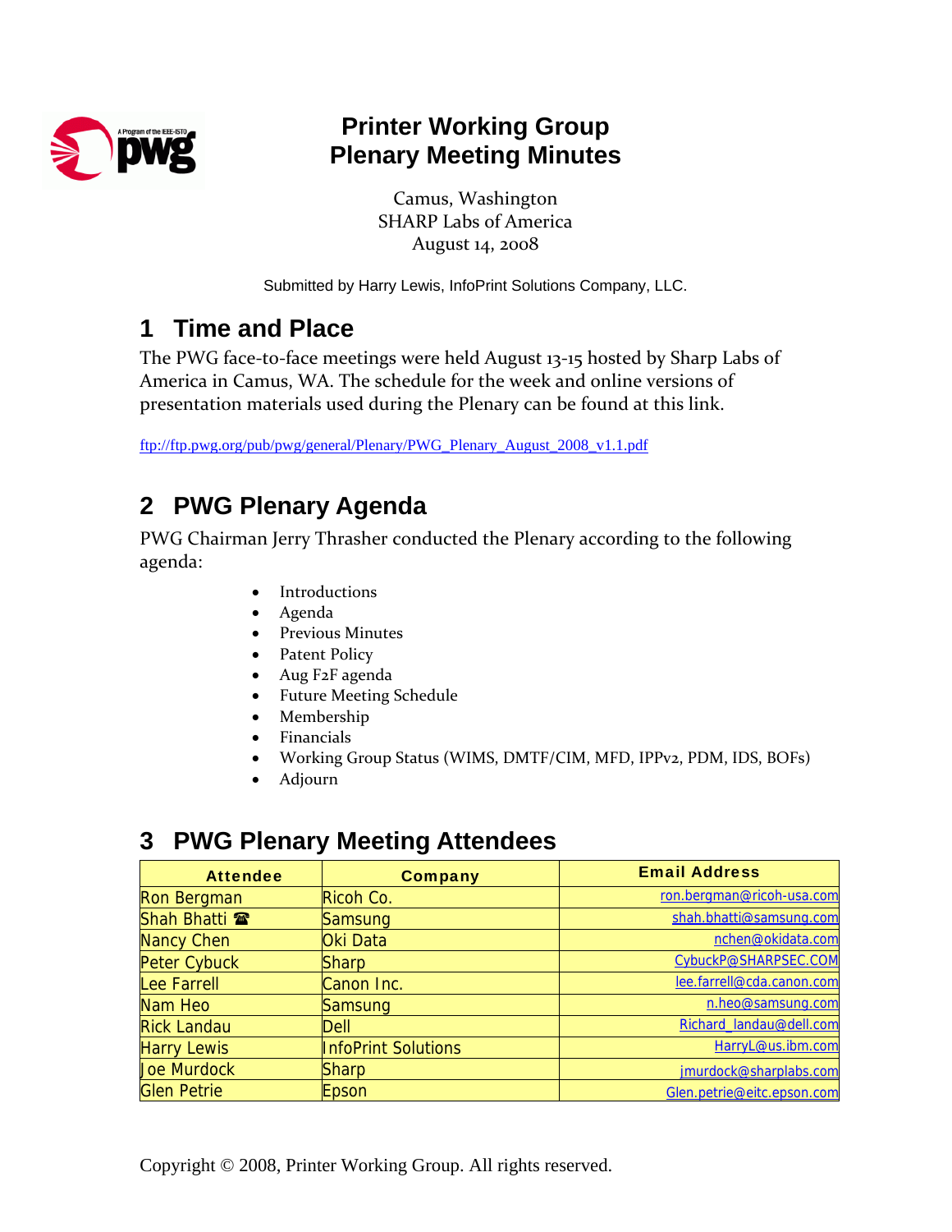# Printer Working Group
# Plenary Meeting Minutes

Camus, Washington
SHARP Labs of America
August 14, 2008

Submitted by Harry Lewis, InfoPrint Solutions Company, LLC.

## 1 Time and Place

The PWG face-to-face meetings were held August 13-15 hosted by Sharp Labs of America in Camus, WA. The schedule for the week and online versions of presentation materials used during the Plenary can be found at this link.

ftp://ftp.pwg.org/pub/pwg/general/Plenary/PWG_Plenary_August_2008_v1.1.pdf

## 2 PWG Plenary Agenda

PWG Chairman Jerry Thrasher conducted the Plenary according to the following agenda:

- Introductions
- Agenda
- Previous Minutes
- Patent Policy
- Aug F2F agenda
- Future Meeting Schedule
- Membership
- Financials
- Working Group Status (WIMS, DMTF/CIM, MFD, IPPv2, PDM, IDS, BOFs)
- Adjourn

## 3 PWG Plenary Meeting Attendees

| Attendee | Company | Email Address |
|---|---|---|
| Ron Bergman | Ricoh Co. | ron.bergman@ricoh-usa.com |
| Shah Bhatti ☎ | Samsung | shah.bhatti@samsung.com |
| Nancy Chen | Oki Data | nchen@okidata.com |
| Peter Cybuck | Sharp | CybuckP@SHARPSEC.COM |
| Lee Farrell | Canon Inc. | lee.farrell@cda.canon.com |
| Nam Heo | Samsung | n.heo@samsung.com |
| Rick Landau | Dell | Richard_landau@dell.com |
| Harry Lewis | InfoPrint Solutions | HarryL@us.ibm.com |
| Joe Murdock | Sharp | jmurdock@sharplabs.com |
| Glen Petrie | Epson | Glen.petrie@eitc.epson.com |

Copyright © 2008, Printer Working Group. All rights reserved.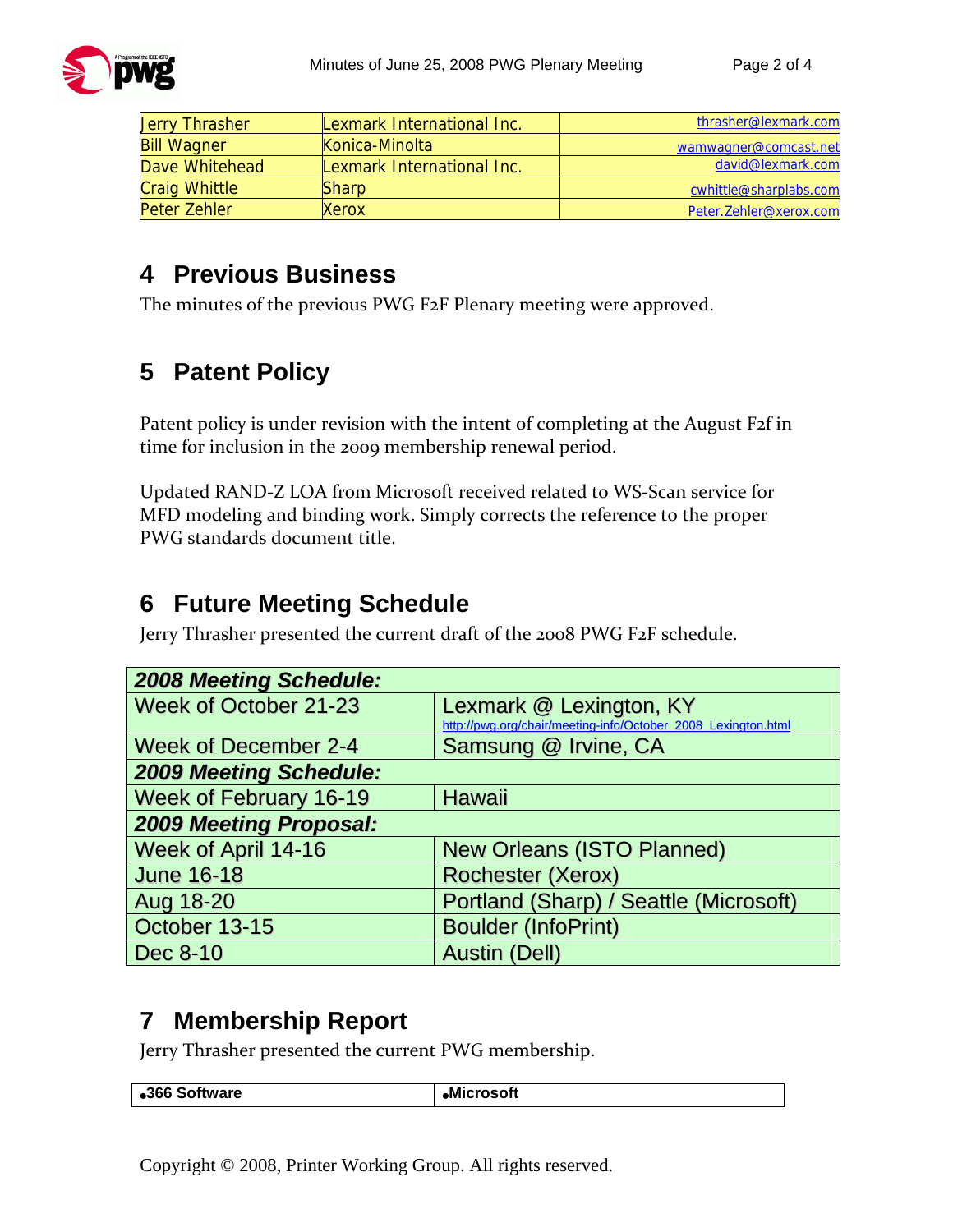| | | |
|---|---|---|
| Jerry Thrasher | Lexmark International Inc. | thrasher@lexmark.com |
| Bill Wagner | Konica-Minolta | wamwagner@comcast.net |
| Dave Whitehead | Lexmark International Inc. | david@lexmark.com |
| Craig Whittle | Sharp | cwhittle@sharplabs.com |
| Peter Zehler | Xerox | Peter.Zehler@xerox.com |

## 4 Previous Business

The minutes of the previous PWG F2F Plenary meeting were approved.

## 5 Patent Policy

Patent policy is under revision with the intent of completing at the August F2f in time for inclusion in the 2009 membership renewal period.

Updated RAND-Z LOA from Microsoft received related to WS-Scan service for MFD modeling and binding work. Simply corrects the reference to the proper PWG standards document title.

## 6 Future Meeting Schedule

Jerry Thrasher presented the current draft of the 2008 PWG F2F schedule.

| ***2008 Meeting Schedule:*** | |
|---|---|
| Week of October 21-23 | Lexmark @ Lexington, KY http://pwg.org/chair/meeting-info/October_2008_Lexington.html |
| Week of December 2-4 | Samsung @ Irvine, CA |
| ***2009 Meeting Schedule:*** | |
| Week of February 16-19 | Hawaii |
| ***2009 Meeting Proposal:*** | |
| Week of April 14-16 | New Orleans (ISTO Planned) |
| June 16-18 | Rochester (Xerox) |
| Aug 18-20 | Portland (Sharp) / Seattle (Microsoft) |
| October 13-15 | Boulder (InfoPrint) |
| Dec 8-10 | Austin (Dell) |

## 7 Membership Report

Jerry Thrasher presented the current PWG membership.

| | |
|---|---|
| • **366 Software** | • **Microsoft** |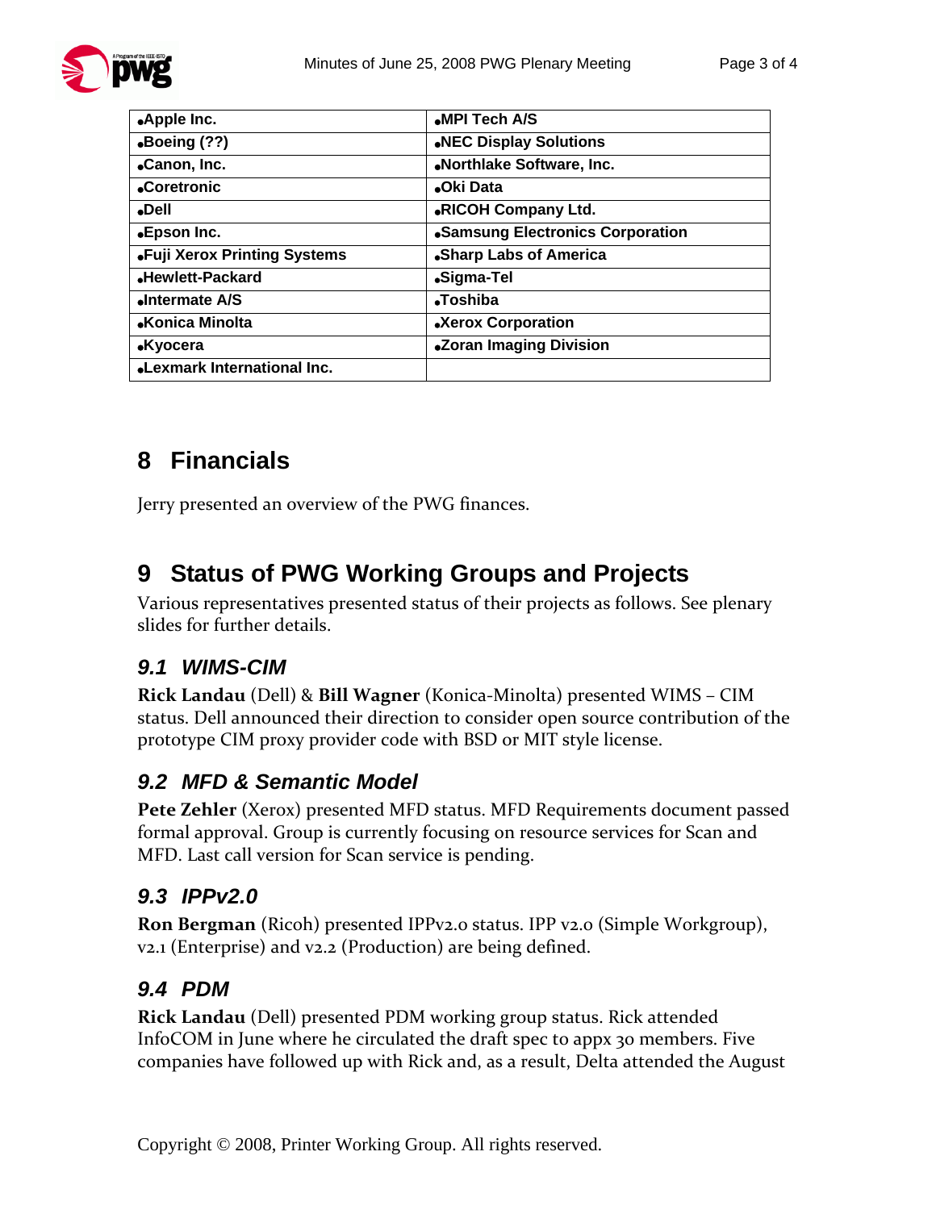| •Apple Inc. | •MPI Tech A/S |
|---|---|
| •Boeing (??) | •NEC Display Solutions |
| •Canon, Inc. | •Northlake Software, Inc. |
| •Coretronic | •Oki Data |
| •Dell | •RICOH Company Ltd. |
| •Epson Inc. | •Samsung Electronics Corporation |
| •Fuji Xerox Printing Systems | •Sharp Labs of America |
| •Hewlett-Packard | •Sigma-Tel |
| •Intermate A/S | •Toshiba |
| •Konica Minolta | •Xerox Corporation |
| •Kyocera | •Zoran Imaging Division |
| •Lexmark International Inc. | |

# 8 Financials

Jerry presented an overview of the PWG finances.

# 9 Status of PWG Working Groups and Projects

Various representatives presented status of their projects as follows. See plenary slides for further details.

## *9.1 WIMS-CIM*

**Rick Landau** (Dell) & **Bill Wagner** (Konica-Minolta) presented WIMS – CIM status. Dell announced their direction to consider open source contribution of the prototype CIM proxy provider code with BSD or MIT style license.

## *9.2 MFD & Semantic Model*

**Pete Zehler** (Xerox) presented MFD status. MFD Requirements document passed formal approval. Group is currently focusing on resource services for Scan and MFD. Last call version for Scan service is pending.

## *9.3 IPPv2.0*

**Ron Bergman** (Ricoh) presented IPPv2.0 status. IPP v2.0 (Simple Workgroup), v2.1 (Enterprise) and v2.2 (Production) are being defined.

## *9.4 PDM*

**Rick Landau** (Dell) presented PDM working group status. Rick attended InfoCOM in June where he circulated the draft spec to appx 30 members. Five companies have followed up with Rick and, as a result, Delta attended the August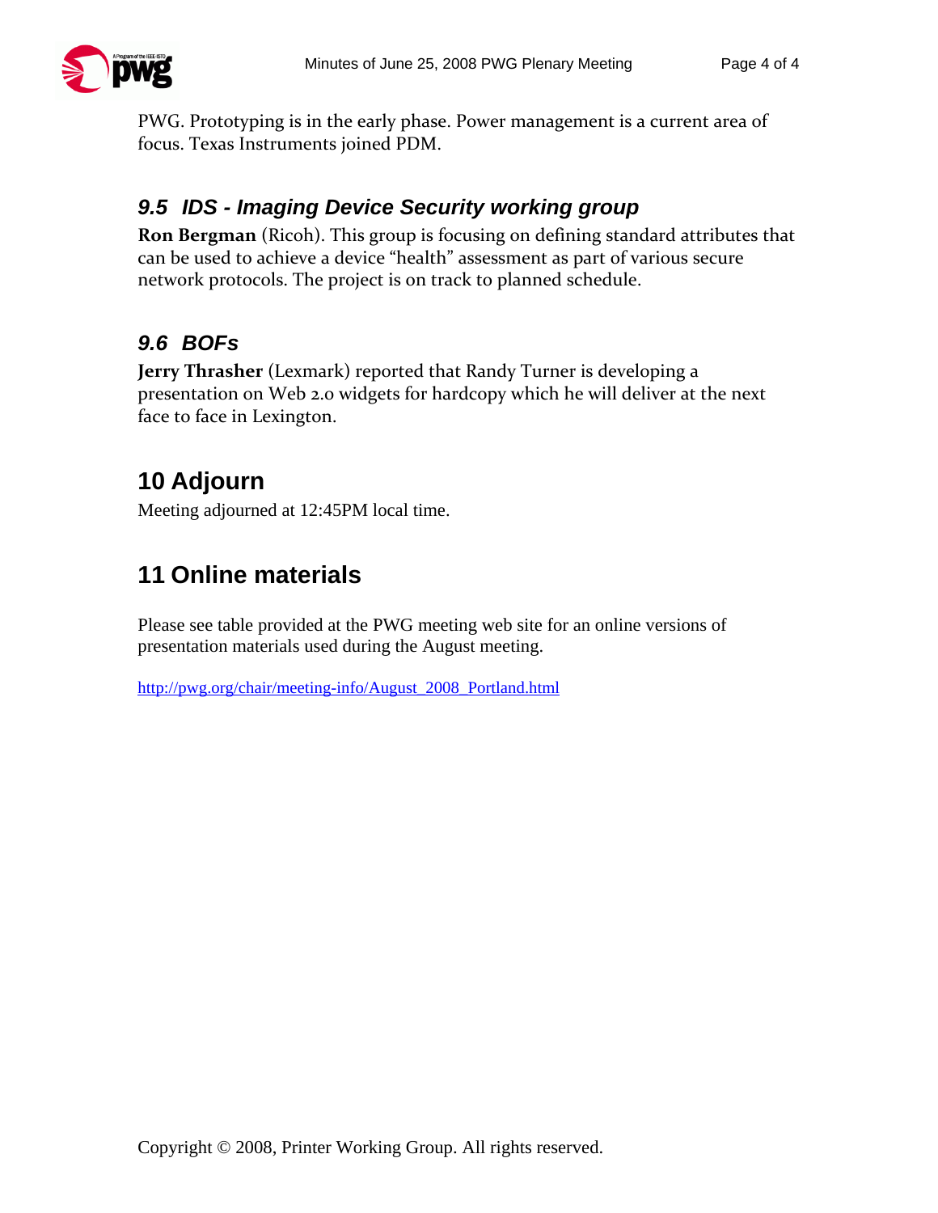PWG. Prototyping is in the early phase. Power management is a current area of focus. Texas Instruments joined PDM.

### 9.5 IDS - Imaging Device Security working group

**Ron Bergman** (Ricoh). This group is focusing on defining standard attributes that can be used to achieve a device "health" assessment as part of various secure network protocols. The project is on track to planned schedule.

### 9.6 BOFs

**Jerry Thrasher** (Lexmark) reported that Randy Turner is developing a presentation on Web 2.0 widgets for hardcopy which he will deliver at the next face to face in Lexington.

## 10 Adjourn

Meeting adjourned at 12:45PM local time.

## 11 Online materials

Please see table provided at the PWG meeting web site for an online versions of presentation materials used during the August meeting.

http://pwg.org/chair/meeting-info/August_2008_Portland.html

Copyright © 2008, Printer Working Group. All rights reserved.